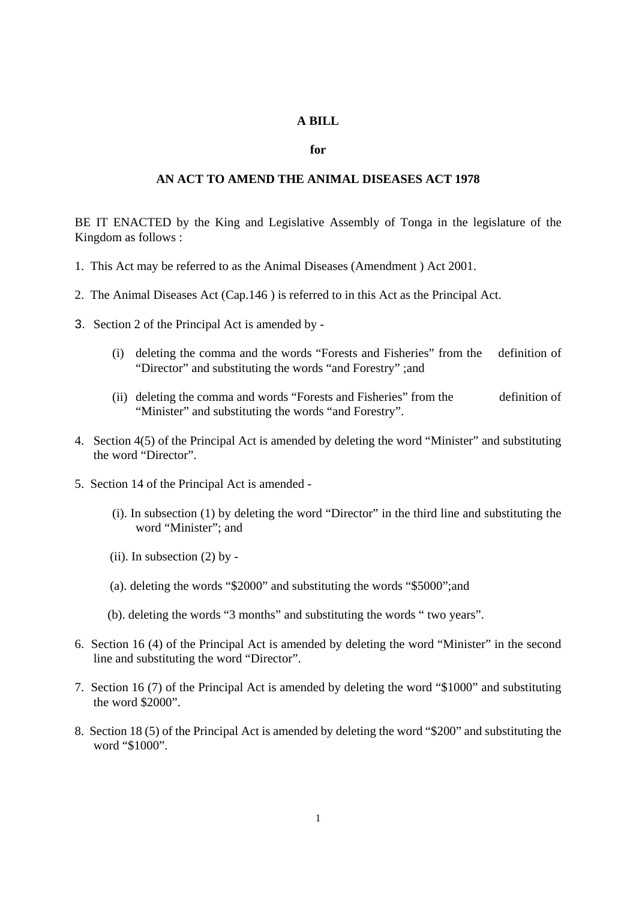**A BILL**

**for**

**AN ACT TO AMEND THE ANIMAL DISEASES ACT 1978**

BE IT ENACTED by the King and Legislative Assembly of Tonga in the legislature of the Kingdom as follows :

1. This Act may be referred to as the Animal Diseases (Amendment ) Act 2001.

2. The Animal Diseases Act (Cap.146 ) is referred to in this Act as the Principal Act.

3. Section 2 of the Principal Act is amended by -

   (i) deleting the comma and the words "Forests and Fisheries" from the definition of "Director" and substituting the words "and Forestry" ;and

   (ii) deleting the comma and words "Forests and Fisheries" from the definition of "Minister" and substituting the words "and Forestry".

4. Section 4(5) of the Principal Act is amended by deleting the word "Minister" and substituting the word "Director".

5. Section 14 of the Principal Act is amended -

   (i). In subsection (1) by deleting the word "Director" in the third line and substituting the word "Minister"; and

   (ii). In subsection (2) by -

   (a). deleting the words "$2000" and substituting the words "$5000";and

   (b). deleting the words "3 months" and substituting the words " two years".

6. Section 16 (4) of the Principal Act is amended by deleting the word "Minister" in the second line and substituting the word "Director".

7. Section 16 (7) of the Principal Act is amended by deleting the word "$1000" and substituting the word $2000".

8. Section 18 (5) of the Principal Act is amended by deleting the word "$200" and substituting the word "$1000".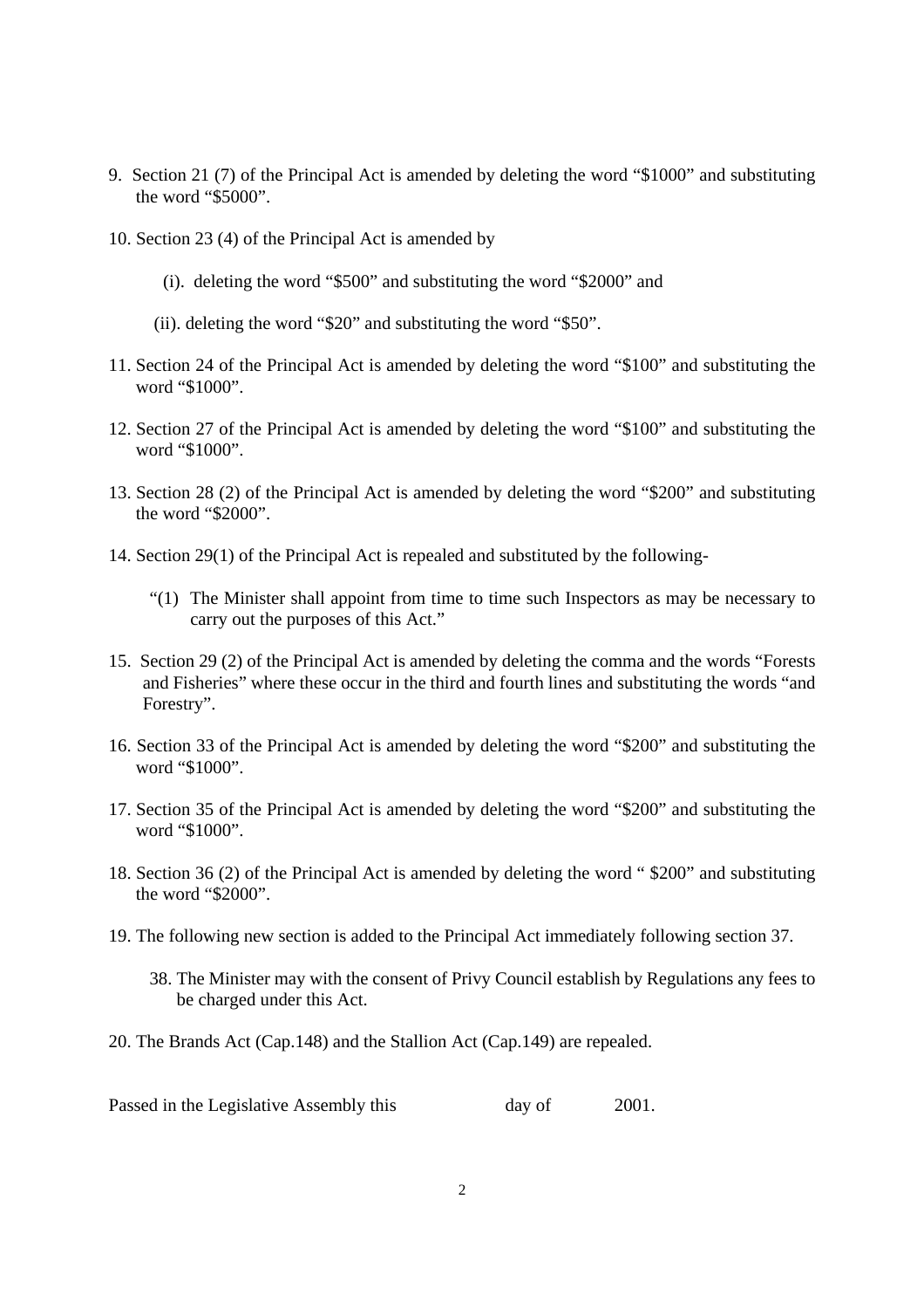9. Section 21 (7) of the Principal Act is amended by deleting the word "$1000" and substituting the word "$5000".

10. Section 23 (4) of the Principal Act is amended by

    (i). deleting the word "$500" and substituting the word "$2000" and

    (ii). deleting the word "$20" and substituting the word "$50".

11. Section 24 of the Principal Act is amended by deleting the word "$100" and substituting the word "$1000".

12. Section 27 of the Principal Act is amended by deleting the word "$100" and substituting the word "$1000".

13. Section 28 (2) of the Principal Act is amended by deleting the word "$200" and substituting the word "$2000".

14. Section 29(1) of the Principal Act is repealed and substituted by the following-

    "(1) The Minister shall appoint from time to time such Inspectors as may be necessary to carry out the purposes of this Act."

15. Section 29 (2) of the Principal Act is amended by deleting the comma and the words "Forests and Fisheries" where these occur in the third and fourth lines and substituting the words "and Forestry".

16. Section 33 of the Principal Act is amended by deleting the word "$200" and substituting the word "$1000".

17. Section 35 of the Principal Act is amended by deleting the word "$200" and substituting the word "$1000".

18. Section 36 (2) of the Principal Act is amended by deleting the word " $200" and substituting the word "$2000".

19. The following new section is added to the Principal Act immediately following section 37.

    38. The Minister may with the consent of Privy Council establish by Regulations any fees to be charged under this Act.

20. The Brands Act (Cap.148) and the Stallion Act (Cap.149) are repealed.

Passed in the Legislative Assembly this day of 2001.